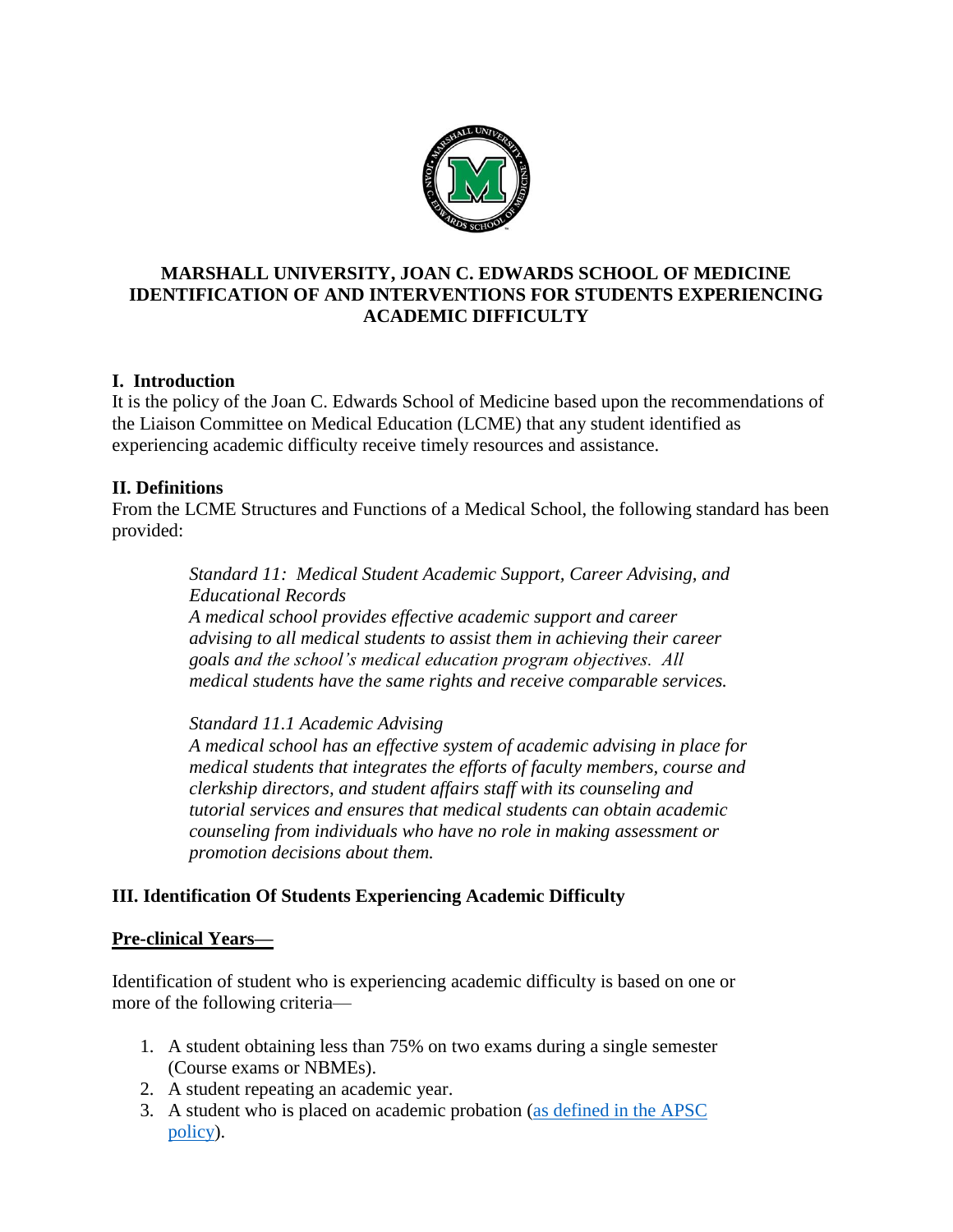# MARSHALL UNIVERSITY, JOAN C. EDWARDS SCHOOL OF MEDICINE IDENTIFICATION OF AND INTERVENTIONS FOR STUDENTS EXPERIENCING ACADEMIC DIFFICULTY

## I. Introduction

It is the policy of the Joan C. Edwards School of Medicine based upon the recommendations of the Liaison Committee on Medical Education (LCME) that any student identified as experiencing academic difficulty receive timely resources and assistance.

## II. Definitions

From the LCME Structures and Functions of a Medical School, the following standard has been provided:

> *Standard 11: Medical Student Academic Support, Career Advising, and Educational Records*
> *A medical school provides effective academic support and career advising to all medical students to assist them in achieving their career goals and the school's medical education program objectives. All medical students have the same rights and receive comparable services.*
>
> *Standard 11.1 Academic Advising*
> *A medical school has an effective system of academic advising in place for medical students that integrates the efforts of faculty members, course and clerkship directors, and student affairs staff with its counseling and tutorial services and ensures that medical students can obtain academic counseling from individuals who have no role in making assessment or promotion decisions about them.*

## III. Identification Of Students Experiencing Academic Difficulty

**<u>Pre-clinical Years—</u>**

Identification of student who is experiencing academic difficulty is based on one or more of the following criteria—

1. A student obtaining less than 75% on two exams during a single semester (Course exams or NBMEs).
2. A student repeating an academic year.
3. A student who is placed on academic probation (as defined in the APSC policy).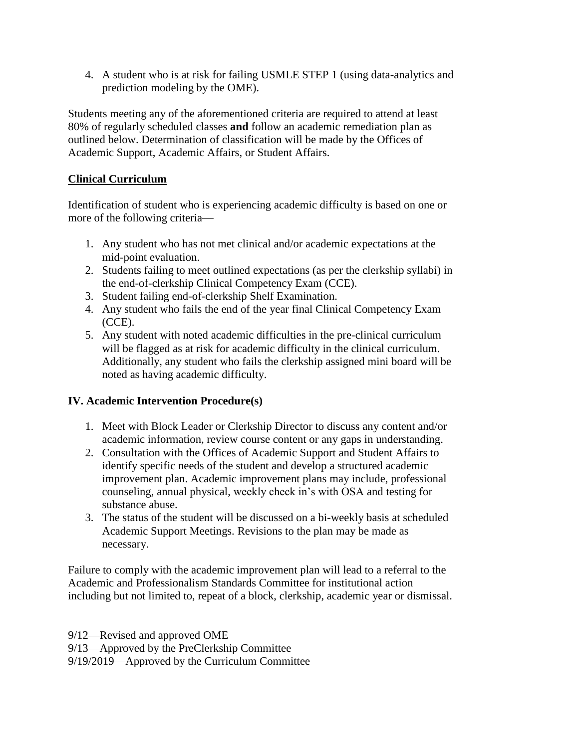4. A student who is at risk for failing USMLE STEP 1 (using data-analytics and prediction modeling by the OME).

Students meeting any of the aforementioned criteria are required to attend at least 80% of regularly scheduled classes **and** follow an academic remediation plan as outlined below. Determination of classification will be made by the Offices of Academic Support, Academic Affairs, or Student Affairs.

<u>**Clinical Curriculum**</u>

Identification of student who is experiencing academic difficulty is based on one or more of the following criteria—

1. Any student who has not met clinical and/or academic expectations at the mid-point evaluation.
2. Students failing to meet outlined expectations (as per the clerkship syllabi) in the end-of-clerkship Clinical Competency Exam (CCE).
3. Student failing end-of-clerkship Shelf Examination.
4. Any student who fails the end of the year final Clinical Competency Exam (CCE).
5. Any student with noted academic difficulties in the pre-clinical curriculum will be flagged as at risk for academic difficulty in the clinical curriculum. Additionally, any student who fails the clerkship assigned mini board will be noted as having academic difficulty.

**IV. Academic Intervention Procedure(s)**

1. Meet with Block Leader or Clerkship Director to discuss any content and/or academic information, review course content or any gaps in understanding.
2. Consultation with the Offices of Academic Support and Student Affairs to identify specific needs of the student and develop a structured academic improvement plan. Academic improvement plans may include, professional counseling, annual physical, weekly check in's with OSA and testing for substance abuse.
3. The status of the student will be discussed on a bi-weekly basis at scheduled Academic Support Meetings. Revisions to the plan may be made as necessary.

Failure to comply with the academic improvement plan will lead to a referral to the Academic and Professionalism Standards Committee for institutional action including but not limited to, repeat of a block, clerkship, academic year or dismissal.

9/12—Revised and approved OME
9/13—Approved by the PreClerkship Committee
9/19/2019—Approved by the Curriculum Committee